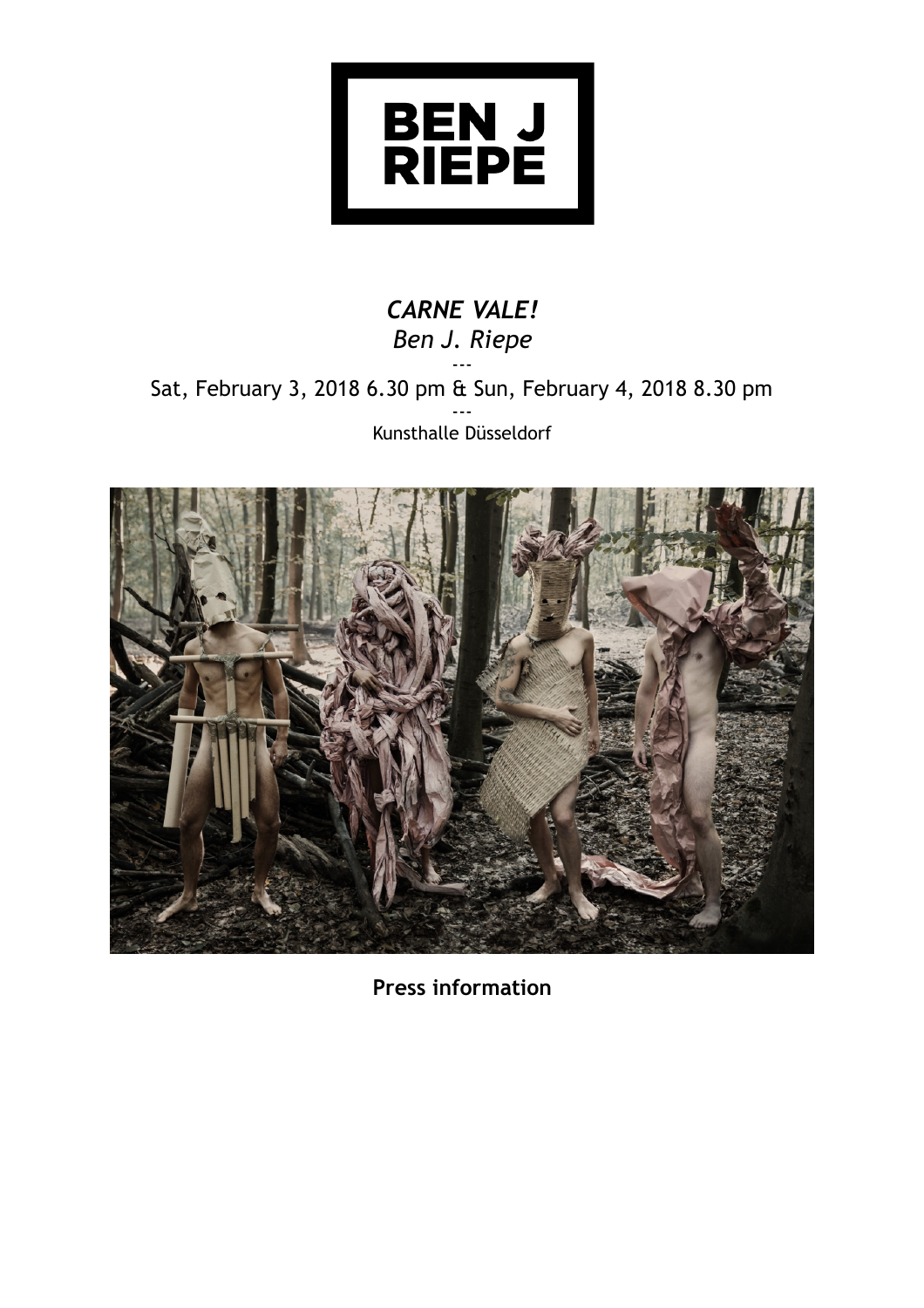BEN J RIEPE

*CARNE VALE!*

*Ben J. Riepe*

---

Sat, February 3, 2018 6.30 pm & Sun, February 4, 2018 8.30 pm

---

Kunsthalle Düsseldorf

**Press information**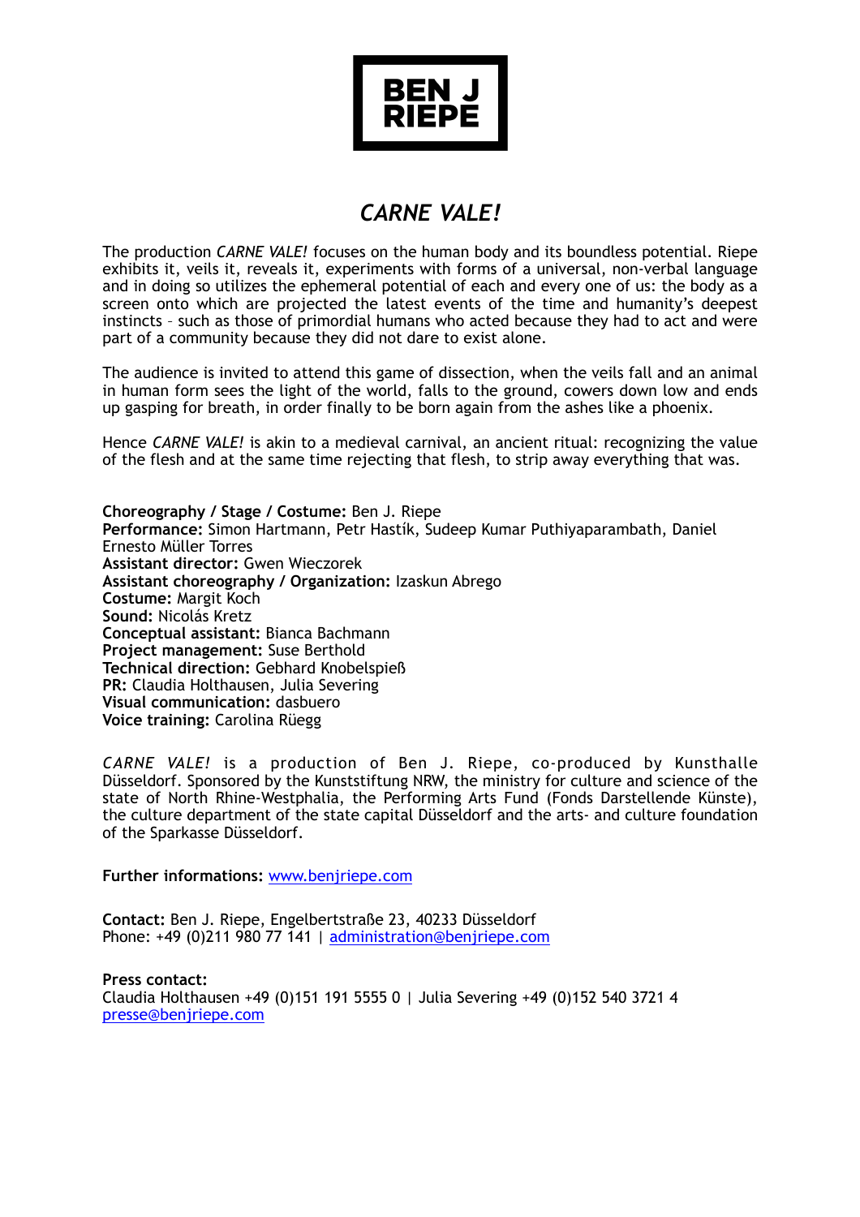BEN J
RIEPE

# *CARNE VALE!*

The production *CARNE VALE!* focuses on the human body and its boundless potential. Riepe exhibits it, veils it, reveals it, experiments with forms of a universal, non-verbal language and in doing so utilizes the ephemeral potential of each and every one of us: the body as a screen onto which are projected the latest events of the time and humanity's deepest instincts – such as those of primordial humans who acted because they had to act and were part of a community because they did not dare to exist alone.

The audience is invited to attend this game of dissection, when the veils fall and an animal in human form sees the light of the world, falls to the ground, cowers down low and ends up gasping for breath, in order finally to be born again from the ashes like a phoenix.

Hence *CARNE VALE!* is akin to a medieval carnival, an ancient ritual: recognizing the value of the flesh and at the same time rejecting that flesh, to strip away everything that was.

**Choreography / Stage / Costume:** Ben J. Riepe
**Performance:** Simon Hartmann, Petr Hastík, Sudeep Kumar Puthiyaparambath, Daniel Ernesto Müller Torres
**Assistant director:** Gwen Wieczorek
**Assistant choreography / Organization:** Izaskun Abrego
**Costume:** Margit Koch
**Sound:** Nicolás Kretz
**Conceptual assistant:** Bianca Bachmann
**Project management:** Suse Berthold
**Technical direction:** Gebhard Knobelspieß
**PR:** Claudia Holthausen, Julia Severing
**Visual communication:** dasbuero
**Voice training:** Carolina Rüegg

*CARNE VALE!* is a production of Ben J. Riepe, co-produced by Kunsthalle Düsseldorf. Sponsored by the Kunststiftung NRW, the ministry for culture and science of the state of North Rhine-Westphalia, the Performing Arts Fund (Fonds Darstellende Künste), the culture department of the state capital Düsseldorf and the arts- and culture foundation of the Sparkasse Düsseldorf.

**Further informations:** www.benjriepe.com

**Contact:** Ben J. Riepe, Engelbertstraße 23, 40233 Düsseldorf
Phone: +49 (0)211 980 77 141 | administration@benjriepe.com

**Press contact:**
Claudia Holthausen +49 (0)151 191 5555 0 | Julia Severing +49 (0)152 540 3721 4
presse@benjriepe.com